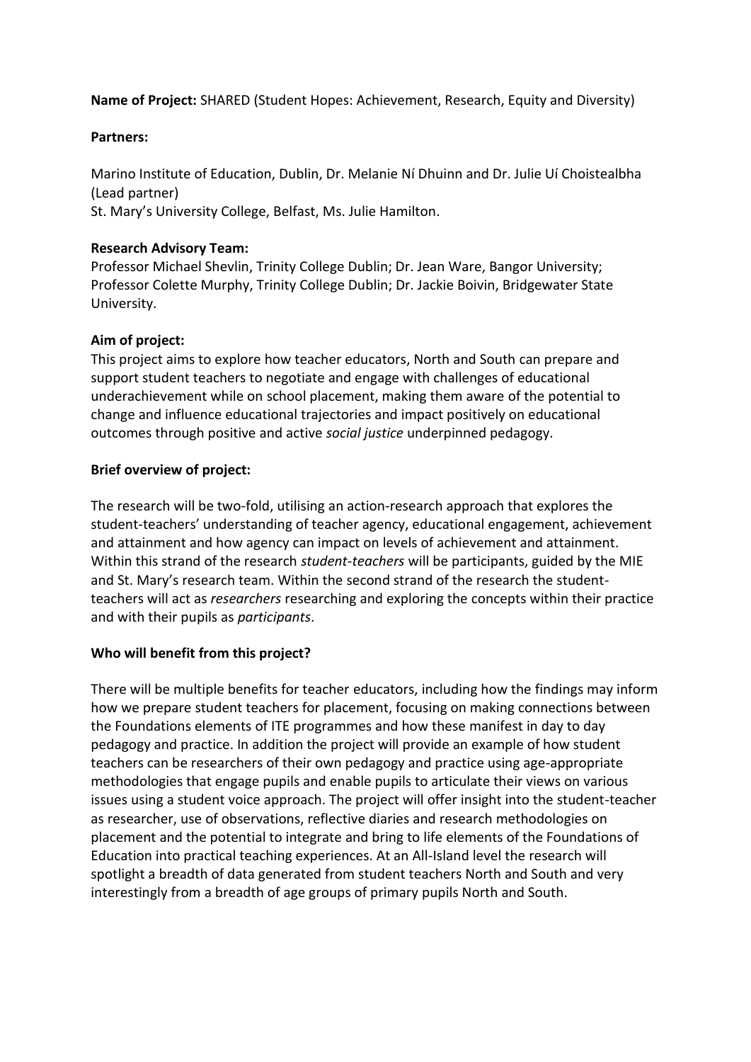**Name of Project:** SHARED (Student Hopes: Achievement, Research, Equity and Diversity)

**Partners:**

Marino Institute of Education, Dublin, Dr. Melanie Ní Dhuinn and Dr. Julie Uí Choistealbha (Lead partner)
St. Mary's University College, Belfast, Ms. Julie Hamilton.

**Research Advisory Team:**
Professor Michael Shevlin, Trinity College Dublin; Dr. Jean Ware, Bangor University; Professor Colette Murphy, Trinity College Dublin; Dr. Jackie Boivin, Bridgewater State University.

**Aim of project:**
This project aims to explore how teacher educators, North and South can prepare and support student teachers to negotiate and engage with challenges of educational underachievement while on school placement, making them aware of the potential to change and influence educational trajectories and impact positively on educational outcomes through positive and active *social justice* underpinned pedagogy.

**Brief overview of project:**

The research will be two-fold, utilising an action-research approach that explores the student-teachers' understanding of teacher agency, educational engagement, achievement and attainment and how agency can impact on levels of achievement and attainment. Within this strand of the research *student-teachers* will be participants, guided by the MIE and St. Mary's research team. Within the second strand of the research the student-teachers will act as *researchers* researching and exploring the concepts within their practice and with their pupils as *participants*.

**Who will benefit from this project?**

There will be multiple benefits for teacher educators, including how the findings may inform how we prepare student teachers for placement, focusing on making connections between the Foundations elements of ITE programmes and how these manifest in day to day pedagogy and practice. In addition the project will provide an example of how student teachers can be researchers of their own pedagogy and practice using age-appropriate methodologies that engage pupils and enable pupils to articulate their views on various issues using a student voice approach. The project will offer insight into the student-teacher as researcher, use of observations, reflective diaries and research methodologies on placement and the potential to integrate and bring to life elements of the Foundations of Education into practical teaching experiences. At an All-Island level the research will spotlight a breadth of data generated from student teachers North and South and very interestingly from a breadth of age groups of primary pupils North and South.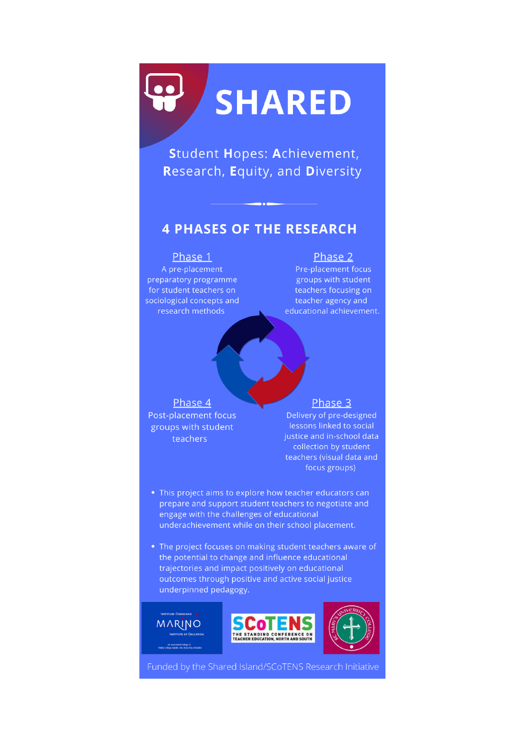# SHARED

**S**tudent **H**opes: **A**chievement, **R**esearch, **E**quity, and **D**iversity

## 4 PHASES OF THE RESEARCH

### Phase 1

A pre-placement preparatory programme for student teachers on sociological concepts and research methods

### Phase 2

Pre-placement focus groups with student teachers focusing on teacher agency and educational achievement.

### Phase 3

Delivery of pre-designed lessons linked to social justice and in-school data collection by student teachers (visual data and focus groups)

### Phase 4

Post-placement focus groups with student teachers

- This project aims to explore how teacher educators can prepare and support student teachers to negotiate and engage with the challenges of educational underachievement while on their school placement.
- The project focuses on making student teachers aware of the potential to change and influence educational trajectories and impact positively on educational outcomes through positive and active social justice underpinned pedagogy.

Institiúid Oideachais MARINO Institute of Education

SCoTENS THE STANDING CONFERENCE ON TEACHER EDUCATION, NORTH AND SOUTH

St. Mary's University College

Funded by the Shared Island/SCoTENS Research Initiative